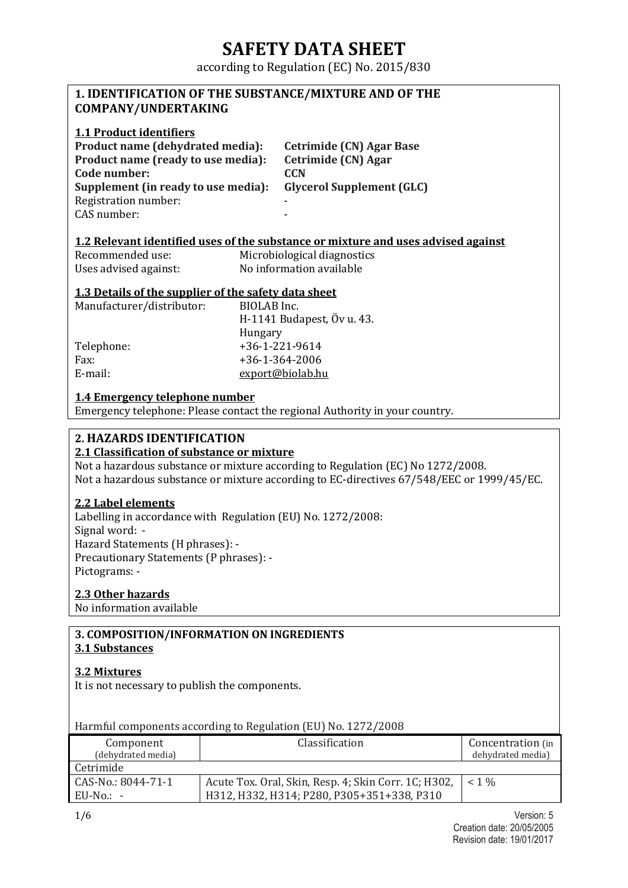# SAFETY DATA SHEET

according to Regulation (EC) No. 2015/830

## 1. IDENTIFICATION OF THE SUBSTANCE/MIXTURE AND OF THE COMPANY/UNDERTAKING

### 1.1 Product identifiers

| | |
|---|---|
| **Product name (dehydrated media):** | **Cetrimide (CN) Agar Base** |
| **Product name (ready to use media):** | **Cetrimide (CN) Agar** |
| **Code number:** | **CCN** |
| **Supplement (in ready to use media):** | **Glycerol Supplement (GLC)** |
| Registration number: | - |
| CAS number: | - |

### 1.2 Relevant identified uses of the substance or mixture and uses advised against

| | |
|---|---|
| Recommended use: | Microbiological diagnostics |
| Uses advised against: | No information available |

### 1.3 Details of the supplier of the safety data sheet

| | |
|---|---|
| Manufacturer/distributor: | BIOLAB Inc.<br>H-1141 Budapest, Öv u. 43.<br>Hungary |
| Telephone: | +36-1-221-9614 |
| Fax: | +36-1-364-2006 |
| E-mail: | export@biolab.hu |

### 1.4 Emergency telephone number

Emergency telephone: Please contact the regional Authority in your country.

## 2. HAZARDS IDENTIFICATION

### 2.1 Classification of substance or mixture

Not a hazardous substance or mixture according to Regulation (EC) No 1272/2008.
Not a hazardous substance or mixture according to EC-directives 67/548/EEC or 1999/45/EC.

### 2.2 Label elements

Labelling in accordance with Regulation (EU) No. 1272/2008:
Signal word: -
Hazard Statements (H phrases): -
Precautionary Statements (P phrases): -
Pictograms: -

### 2.3 Other hazards

No information available

## 3. COMPOSITION/INFORMATION ON INGREDIENTS

### 3.1 Substances

### 3.2 Mixtures

It is not necessary to publish the components.

Harmful components according to Regulation (EU) No. 1272/2008

| Component (dehydrated media) | Classification | Concentration (in dehydrated media) |
|---|---|---|
| Cetrimide | | |
| CAS-No.: 8044-71-1<br>EU-No.: - | Acute Tox. Oral, Skin, Resp. 4; Skin Corr. 1C; H302, H312, H332, H314; P280, P305+351+338, P310 | < 1 % |

Version: 5
Creation date: 20/05/2005
Revision date: 19/01/2017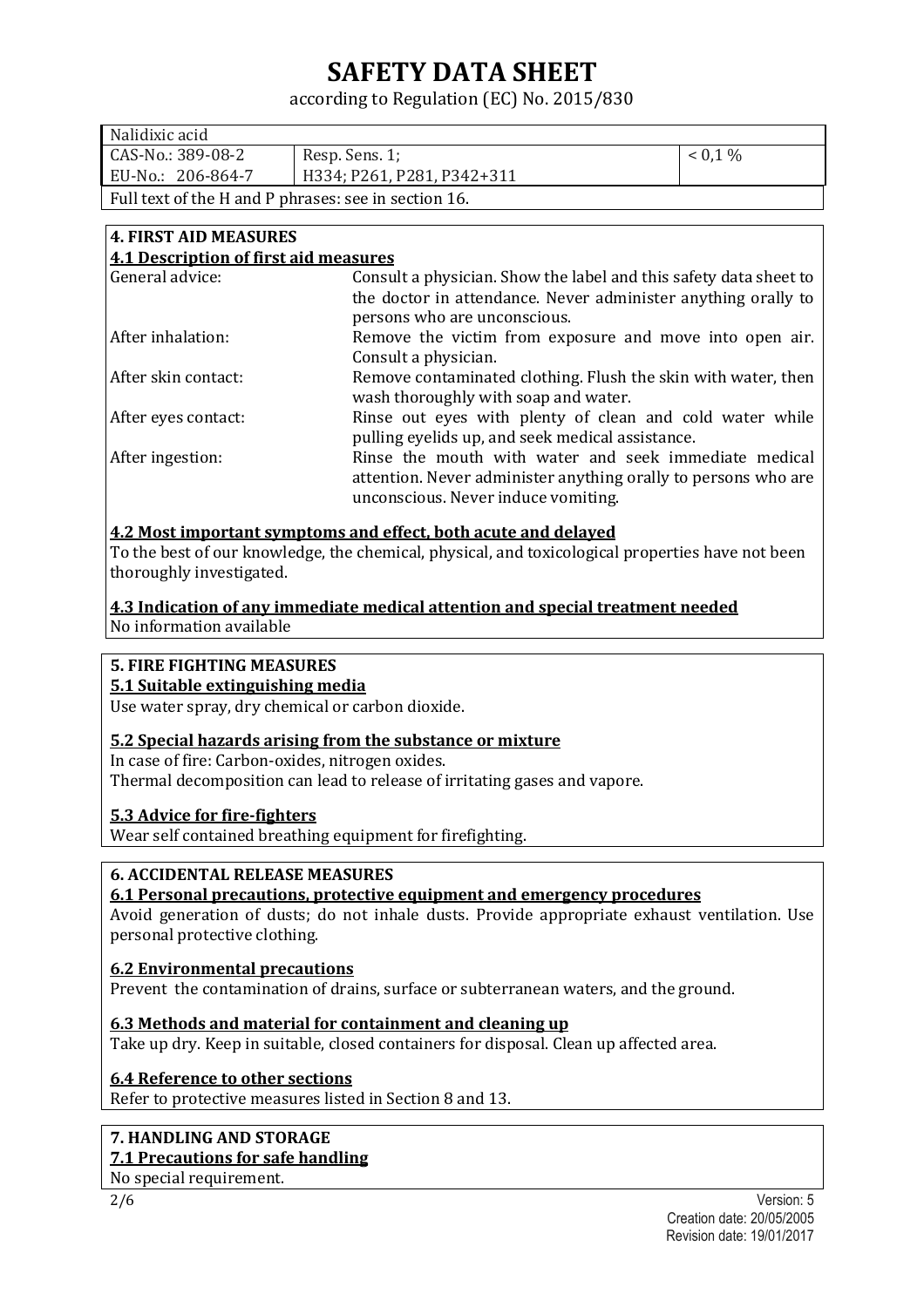# SAFETY DATA SHEET

according to Regulation (EC) No. 2015/830

| Nalidixic acid | | |
|---|---|---|
| CAS-No.: 389-08-2<br>EU-No.: 206-864-7 | Resp. Sens. 1;<br>H334; P261, P281, P342+311 | < 0,1 % |
| Full text of the H and P phrases: see in section 16. | | |

## 4. FIRST AID MEASURES

### 4.1 Description of first aid measures

| | |
|---|---|
| General advice: | Consult a physician. Show the label and this safety data sheet to the doctor in attendance. Never administer anything orally to persons who are unconscious. |
| After inhalation: | Remove the victim from exposure and move into open air. Consult a physician. |
| After skin contact: | Remove contaminated clothing. Flush the skin with water, then wash thoroughly with soap and water. |
| After eyes contact: | Rinse out eyes with plenty of clean and cold water while pulling eyelids up, and seek medical assistance. |
| After ingestion: | Rinse the mouth with water and seek immediate medical attention. Never administer anything orally to persons who are unconscious. Never induce vomiting. |

### 4.2 Most important symptoms and effect, both acute and delayed

To the best of our knowledge, the chemical, physical, and toxicological properties have not been thoroughly investigated.

### 4.3 Indication of any immediate medical attention and special treatment needed

No information available

## 5. FIRE FIGHTING MEASURES

### 5.1 Suitable extinguishing media

Use water spray, dry chemical or carbon dioxide.

### 5.2 Special hazards arising from the substance or mixture

In case of fire: Carbon-oxides, nitrogen oxides.

Thermal decomposition can lead to release of irritating gases and vapore.

### 5.3 Advice for fire-fighters

Wear self contained breathing equipment for firefighting.

## 6. ACCIDENTAL RELEASE MEASURES

### 6.1 Personal precautions, protective equipment and emergency procedures

Avoid generation of dusts; do not inhale dusts. Provide appropriate exhaust ventilation. Use personal protective clothing.

### 6.2 Environmental precautions

Prevent the contamination of drains, surface or subterranean waters, and the ground.

### 6.3 Methods and material for containment and cleaning up

Take up dry. Keep in suitable, closed containers for disposal. Clean up affected area.

### 6.4 Reference to other sections

Refer to protective measures listed in Section 8 and 13.

## 7. HANDLING AND STORAGE

### 7.1 Precautions for safe handling

No special requirement.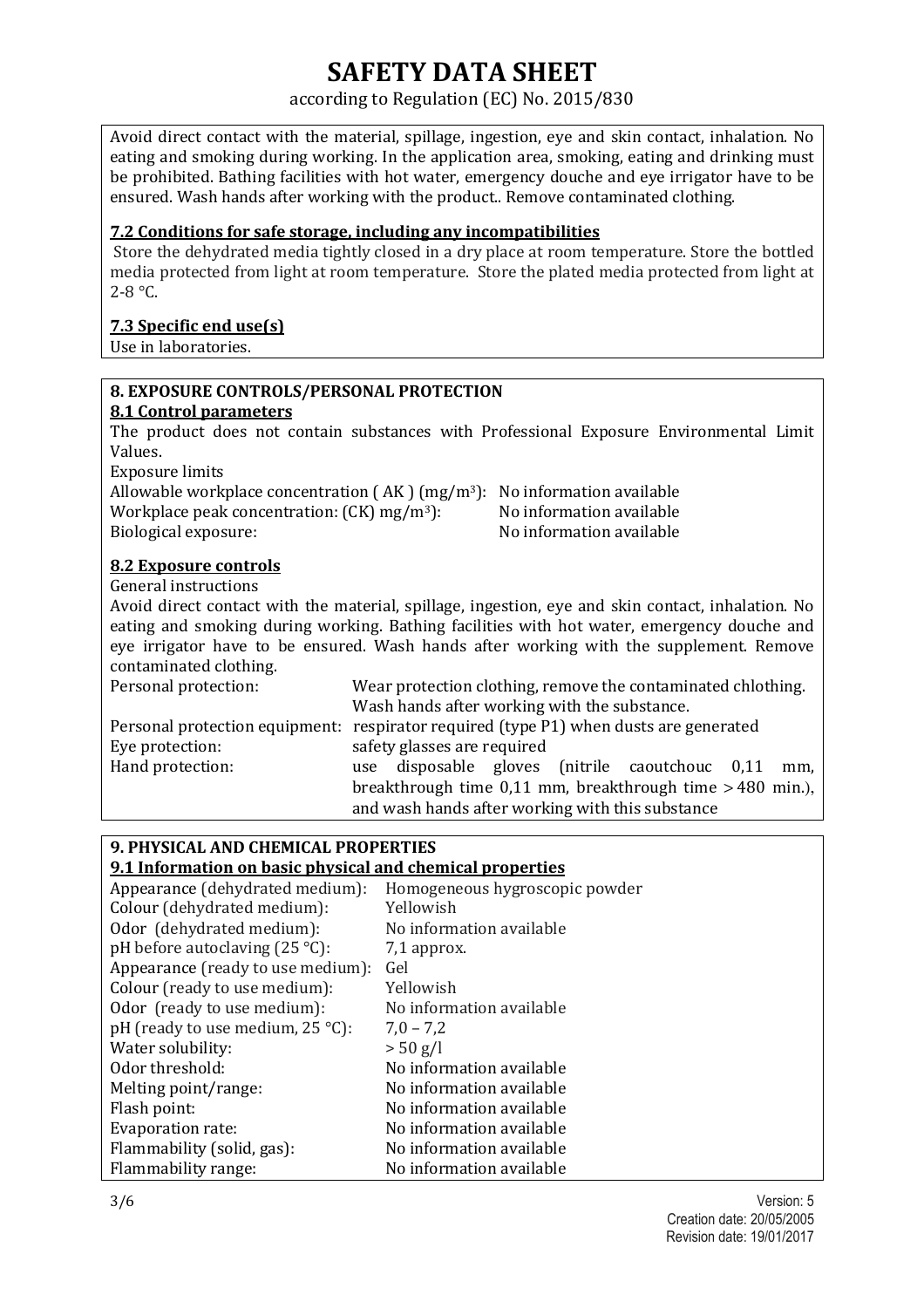Avoid direct contact with the material, spillage, ingestion, eye and skin contact, inhalation. No eating and smoking during working. In the application area, smoking, eating and drinking must be prohibited. Bathing facilities with hot water, emergency douche and eye irrigator have to be ensured. Wash hands after working with the product.. Remove contaminated clothing.

### 7.2 Conditions for safe storage, including any incompatibilities

Store the dehydrated media tightly closed in a dry place at room temperature. Store the bottled media protected from light at room temperature. Store the plated media protected from light at 2-8 °C.

### 7.3 Specific end use(s)

Use in laboratories.

## 8. EXPOSURE CONTROLS/PERSONAL PROTECTION

### 8.1 Control parameters

The product does not contain substances with Professional Exposure Environmental Limit Values.

Exposure limits

| | |
|---|---|
| Allowable workplace concentration ( AK ) ($mg/m^3$): | No information available |
| Workplace peak concentration: (CK) $mg/m^3$): | No information available |
| Biological exposure: | No information available |

### 8.2 Exposure controls

General instructions

Avoid direct contact with the material, spillage, ingestion, eye and skin contact, inhalation. No eating and smoking during working. Bathing facilities with hot water, emergency douche and eye irrigator have to be ensured. Wash hands after working with the supplement. Remove contaminated clothing.

| | |
|---|---|
| Personal protection: | Wear protection clothing, remove the contaminated chlothing. Wash hands after working with the substance. |
| Personal protection equipment: | respirator required (type P1) when dusts are generated |
| Eye protection: | safety glasses are required |
| Hand protection: | use disposable gloves (nitrile caoutchouc 0,11 mm, breakthrough time 0,11 mm, breakthrough time > 480 min.), and wash hands after working with this substance |

## 9. PHYSICAL AND CHEMICAL PROPERTIES

### 9.1 Information on basic physical and chemical properties

| | |
|---|---|
| Appearance (dehydrated medium): | Homogeneous hygroscopic powder |
| Colour (dehydrated medium): | Yellowish |
| Odor (dehydrated medium): | No information available |
| pH before autoclaving (25 °C): | 7,1 approx. |
| Appearance (ready to use medium): | Gel |
| Colour (ready to use medium): | Yellowish |
| Odor (ready to use medium): | No information available |
| pH (ready to use medium, 25 °C): | 7,0 – 7,2 |
| Water solubility: | > 50 g/l |
| Odor threshold: | No information available |
| Melting point/range: | No information available |
| Flash point: | No information available |
| Evaporation rate: | No information available |
| Flammability (solid, gas): | No information available |
| Flammability range: | No information available |

Version: 5
Creation date: 20/05/2005
Revision date: 19/01/2017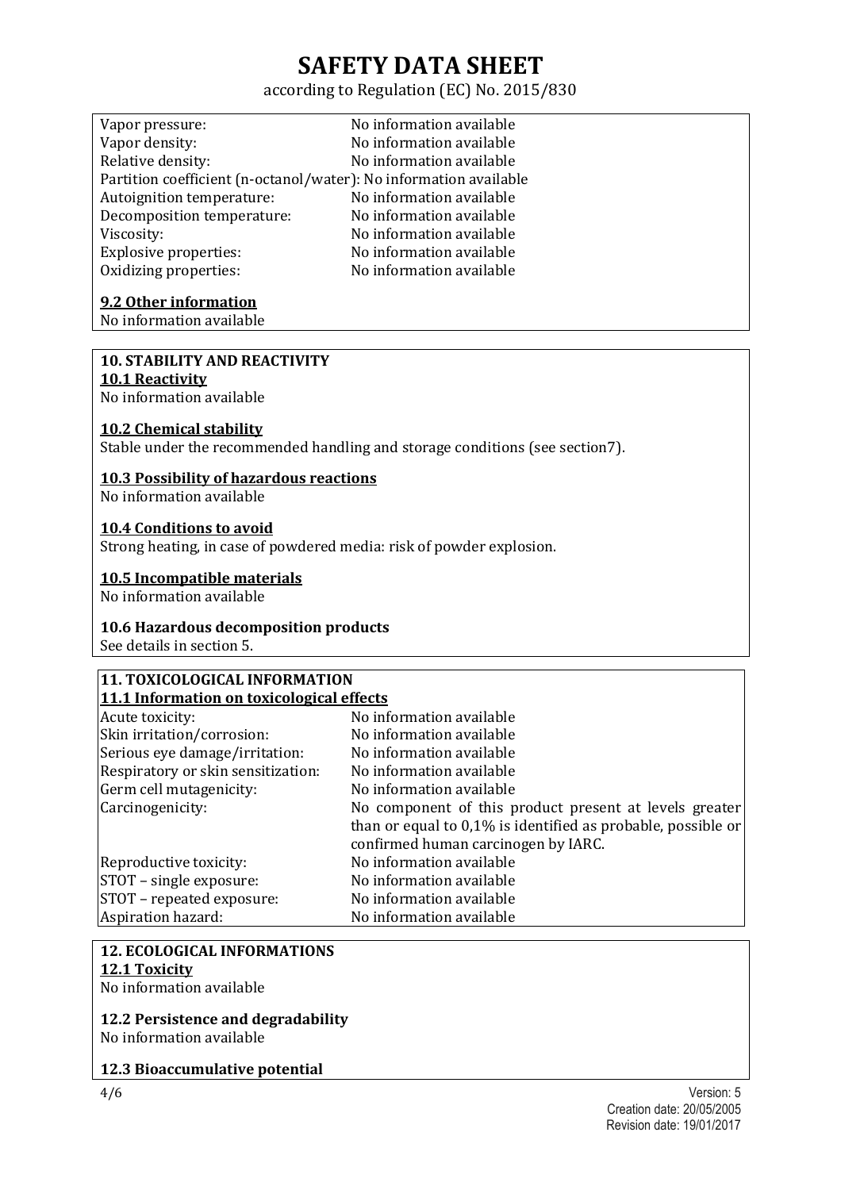Vapor pressure: No information available
Vapor density: No information available
Relative density: No information available
Partition coefficient (n-octanol/water): No information available
Autoignition temperature: No information available
Decomposition temperature: No information available
Viscosity: No information available
Explosive properties: No information available
Oxidizing properties: No information available

**9.2 Other information**

No information available

## 10. STABILITY AND REACTIVITY

**10.1 Reactivity**

No information available

**10.2 Chemical stability**

Stable under the recommended handling and storage conditions (see section7).

**10.3 Possibility of hazardous reactions**

No information available

**10.4 Conditions to avoid**

Strong heating, in case of powdered media: risk of powder explosion.

**10.5 Incompatible materials**

No information available

**10.6 Hazardous decomposition products**

See details in section 5.

## 11. TOXICOLOGICAL INFORMATION

**11.1 Information on toxicological effects**

| | |
|---|---|
| Acute toxicity: | No information available |
| Skin irritation/corrosion: | No information available |
| Serious eye damage/irritation: | No information available |
| Respiratory or skin sensitization: | No information available |
| Germ cell mutagenicity: | No information available |
| Carcinogenicity: | No component of this product present at levels greater than or equal to 0,1% is identified as probable, possible or confirmed human carcinogen by IARC. |
| Reproductive toxicity: | No information available |
| STOT – single exposure: | No information available |
| STOT – repeated exposure: | No information available |
| Aspiration hazard: | No information available |

## 12. ECOLOGICAL INFORMATIONS

**12.1 Toxicity**

No information available

**12.2 Persistence and degradability**

No information available

**12.3 Bioaccumulative potential**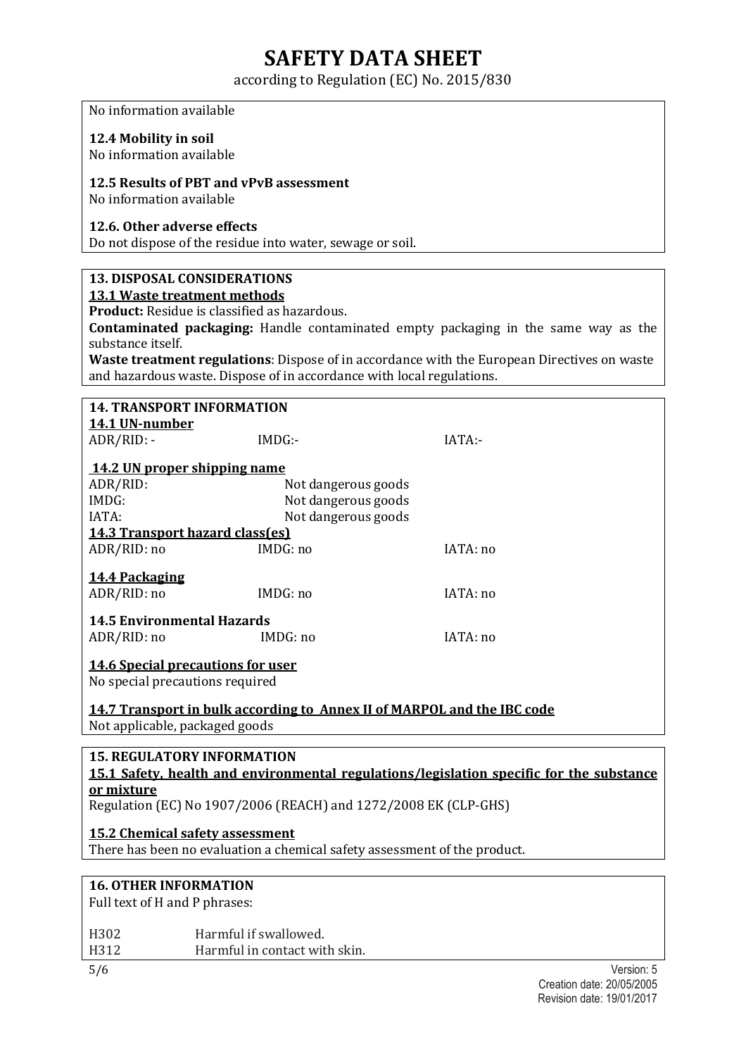No information available

**12.4 Mobility in soil**
No information available

**12.5 Results of PBT and vPvB assessment**
No information available

**12.6. Other adverse effects**
Do not dispose of the residue into water, sewage or soil.

## 13. DISPOSAL CONSIDERATIONS

**13.1 Waste treatment methods**

**Product:** Residue is classified as hazardous.

**Contaminated packaging:** Handle contaminated empty packaging in the same way as the substance itself.

**Waste treatment regulations**: Dispose of in accordance with the European Directives on waste and hazardous waste. Dispose of in accordance with local regulations.

## 14. TRANSPORT INFORMATION

**14.1 UN-number**

| ADR/RID: - | IMDG:- | IATA:- |
|---|---|---|

**14.2 UN proper shipping name**

| | |
|---|---|
| ADR/RID: | Not dangerous goods |
| IMDG: | Not dangerous goods |
| IATA: | Not dangerous goods |

**14.3 Transport hazard class(es)**

| ADR/RID: no | IMDG: no | IATA: no |
|---|---|---|

**14.4 Packaging**

| ADR/RID: no | IMDG: no | IATA: no |
|---|---|---|

**14.5 Environmental Hazards**

| ADR/RID: no | IMDG: no | IATA: no |
|---|---|---|

**14.6 Special precautions for user**
No special precautions required

**14.7 Transport in bulk according to Annex II of MARPOL and the IBC code**
Not applicable, packaged goods

## 15. REGULATORY INFORMATION

**15.1 Safety, health and environmental regulations/legislation specific for the substance or mixture**
Regulation (EC) No 1907/2006 (REACH) and 1272/2008 EK (CLP-GHS)

**15.2 Chemical safety assessment**
There has been no evaluation a chemical safety assessment of the product.

## 16. OTHER INFORMATION

Full text of H and P phrases:

| | |
|---|---|
| H302 | Harmful if swallowed. |
| H312 | Harmful in contact with skin. |

Version: 5
Creation date: 20/05/2005
Revision date: 19/01/2017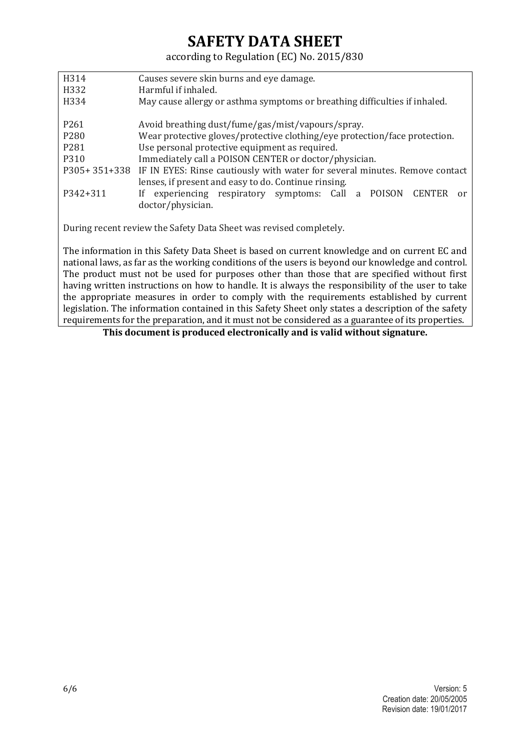| | |
|---|---|
| H314 | Causes severe skin burns and eye damage. |
| H332 | Harmful if inhaled. |
| H334 | May cause allergy or asthma symptoms or breathing difficulties if inhaled. |
| P261 | Avoid breathing dust/fume/gas/mist/vapours/spray. |
| P280 | Wear protective gloves/protective clothing/eye protection/face protection. |
| P281 | Use personal protective equipment as required. |
| P310 | Immediately call a POISON CENTER or doctor/physician. |
| P305+ 351+338 | IF IN EYES: Rinse cautiously with water for several minutes. Remove contact lenses, if present and easy to do. Continue rinsing. |
| P342+311 | If experiencing respiratory symptoms: Call a POISON CENTER or doctor/physician. |

During recent review the Safety Data Sheet was revised completely.

The information in this Safety Data Sheet is based on current knowledge and on current EC and national laws, as far as the working conditions of the users is beyond our knowledge and control. The product must not be used for purposes other than those that are specified without first having written instructions on how to handle. It is always the responsibility of the user to take the appropriate measures in order to comply with the requirements established by current legislation. The information contained in this Safety Sheet only states a description of the safety requirements for the preparation, and it must not be considered as a guarantee of its properties.

**This document is produced electronically and is valid without signature.**